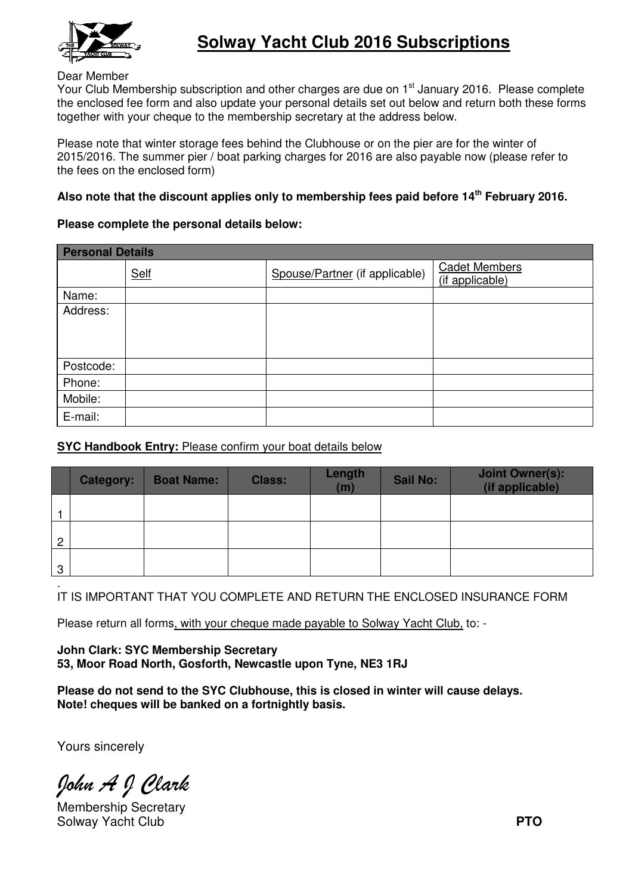# Solway Yacht Club 2016 Subscriptions

Dear Member

Your Club Membership subscription and other charges are due on 1st January 2016. Please complete the enclosed fee form and also update your personal details set out below and return both these forms together with your cheque to the membership secretary at the address below.

Please note that winter storage fees behind the Clubhouse or on the pier are for the winter of 2015/2016. The summer pier / boat parking charges for 2016 are also payable now (please refer to the fees on the enclosed form)

**Also note that the discount applies only to membership fees paid before 14th February 2016.**

**Please complete the personal details below:**

| **Personal Details** | | | |
|---|---|---|---|
| | Self | Spouse/Partner (if applicable) | Cadet Members (if applicable) |
| Name: | | | |
| Address: | | | |
| Postcode: | | | |
| Phone: | | | |
| Mobile: | | | |
| E-mail: | | | |

**SYC Handbook Entry:** Please confirm your boat details below

| | Category: | Boat Name: | Class: | Length (m) | Sail No: | Joint Owner(s): (if applicable) |
|---|---|---|---|---|---|---|
| 1 | | | | | | |
| 2 | | | | | | |
| 3 | | | | | | |

IT IS IMPORTANT THAT YOU COMPLETE AND RETURN THE ENCLOSED INSURANCE FORM

Please return all forms, with your cheque made payable to Solway Yacht Club, to: -

**John Clark: SYC Membership Secretary**
**53, Moor Road North, Gosforth, Newcastle upon Tyne, NE3 1RJ**

**Please do not send to the SYC Clubhouse, this is closed in winter will cause delays.**
**Note! cheques will be banked on a fortnightly basis.**

Yours sincerely

*John A J Clark*

Membership Secretary
Solway Yacht Club

**PTO**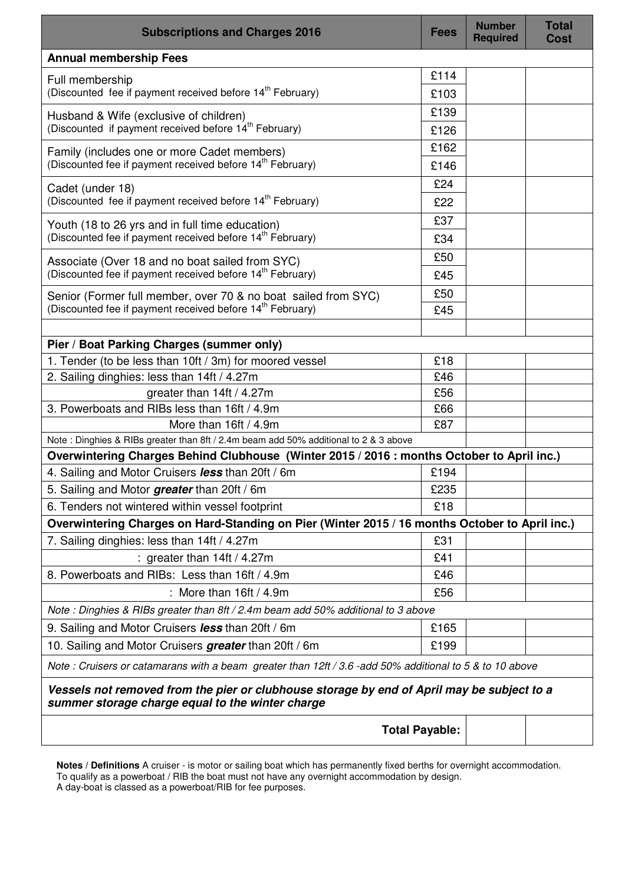| Subscriptions and Charges 2016 | Fees | Number Required | Total Cost |
|---|---|---|---|
| **Annual membership Fees** | | | |
| Full membership<br>(Discounted fee if payment received before 14th February) | £114<br>£103 | | |
| Husband & Wife (exclusive of children)<br>(Discounted if payment received before 14th February) | £139<br>£126 | | |
| Family (includes one or more Cadet members)<br>(Discounted fee if payment received before 14th February) | £162<br>£146 | | |
| Cadet (under 18)<br>(Discounted fee if payment received before 14th February) | £24<br>£22 | | |
| Youth (18 to 26 yrs and in full time education)<br>(Discounted fee if payment received before 14th February) | £37<br>£34 | | |
| Associate (Over 18 and no boat sailed from SYC)<br>(Discounted fee if payment received before 14th February) | £50<br>£45 | | |
| Senior (Former full member, over 70 & no boat sailed from SYC)<br>(Discounted fee if payment received before 14th February) | £50<br>£45 | | |
| | | | |
| **Pier / Boat Parking Charges (summer only)** | | | |
| 1. Tender (to be less than 10ft / 3m) for moored vessel | £18 | | |
| 2. Sailing dinghies: less than 14ft / 4.27m | £46 | | |
| greater than 14ft / 4.27m | £56 | | |
| 3. Powerboats and RIBs less than 16ft / 4.9m | £66 | | |
| More than 16ft / 4.9m | £87 | | |
| Note : Dinghies & RIBs greater than 8ft / 2.4m beam add 50% additional to 2 & 3 above | | | |
| **Overwintering Charges Behind Clubhouse (Winter 2015 / 2016 : months October to April inc.)** | | | |
| 4. Sailing and Motor Cruisers ***less*** than 20ft / 6m | £194 | | |
| 5. Sailing and Motor ***greater*** than 20ft / 6m | £235 | | |
| 6. Tenders not wintered within vessel footprint | £18 | | |
| **Overwintering Charges on Hard-Standing on Pier (Winter 2015 / 16 months October to April inc.)** | | | |
| 7. Sailing dinghies: less than 14ft / 4.27m | £31 | | |
| : greater than 14ft / 4.27m | £41 | | |
| 8. Powerboats and RIBs: Less than 16ft / 4.9m | £46 | | |
| : More than 16ft / 4.9m | £56 | | |
| *Note : Dinghies & RIBs greater than 8ft / 2.4m beam add 50% additional to 3 above* | | | |
| 9. Sailing and Motor Cruisers ***less*** than 20ft / 6m | £165 | | |
| 10. Sailing and Motor Cruisers ***greater*** than 20ft / 6m | £199 | | |
| *Note : Cruisers or catamarans with a beam greater than 12ft / 3.6 -add 50% additional to 5 & to 10 above* | | | |
| ***Vessels not removed from the pier or clubhouse storage by end of April may be subject to a summer storage charge equal to the winter charge*** | | | |
| **Total Payable:** | | | |

**Notes / Definitions** A cruiser - is motor or sailing boat which has permanently fixed berths for overnight accommodation.
To qualify as a powerboat / RIB the boat must not have any overnight accommodation by design.
A day-boat is classed as a powerboat/RIB for fee purposes.